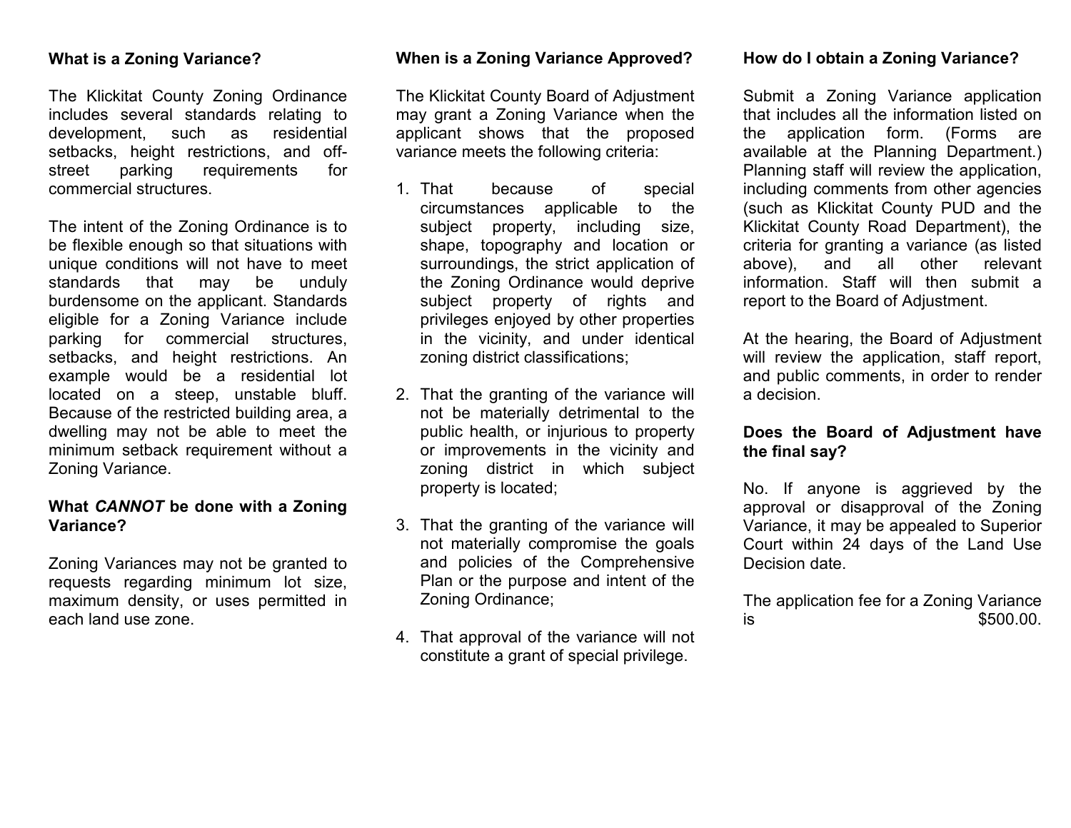## What is a Zoning Variance?

The Klickitat County Zoning Ordinance includes several standards relating to development, such as residential setbacks, height restrictions, and off-street parking requirements for commercial structures.

The intent of the Zoning Ordinance is to be flexible enough so that situations with unique conditions will not have to meet standards that may be unduly burdensome on the applicant. Standards eligible for a Zoning Variance include parking for commercial structures, setbacks, and height restrictions. An example would be a residential lot located on a steep, unstable bluff. Because of the restricted building area, a dwelling may not be able to meet the minimum setback requirement without a Zoning Variance.

## What *CANNOT* be done with a Zoning Variance?

Zoning Variances may not be granted to requests regarding minimum lot size, maximum density, or uses permitted in each land use zone.

## When is a Zoning Variance Approved?

The Klickitat County Board of Adjustment may grant a Zoning Variance when the applicant shows that the proposed variance meets the following criteria:

1. That because of special circumstances applicable to the subject property, including size, shape, topography and location or surroundings, the strict application of the Zoning Ordinance would deprive subject property of rights and privileges enjoyed by other properties in the vicinity, and under identical zoning district classifications;

2. That the granting of the variance will not be materially detrimental to the public health, or injurious to property or improvements in the vicinity and zoning district in which subject property is located;

3. That the granting of the variance will not materially compromise the goals and policies of the Comprehensive Plan or the purpose and intent of the Zoning Ordinance;

4. That approval of the variance will not constitute a grant of special privilege.

## How do I obtain a Zoning Variance?

Submit a Zoning Variance application that includes all the information listed on the application form. (Forms are available at the Planning Department.) Planning staff will review the application, including comments from other agencies (such as Klickitat County PUD and the Klickitat County Road Department), the criteria for granting a variance (as listed above), and all other relevant information. Staff will then submit a report to the Board of Adjustment.

At the hearing, the Board of Adjustment will review the application, staff report, and public comments, in order to render a decision.

## Does the Board of Adjustment have the final say?

No. If anyone is aggrieved by the approval or disapproval of the Zoning Variance, it may be appealed to Superior Court within 24 days of the Land Use Decision date.

The application fee for a Zoning Variance is $500.00.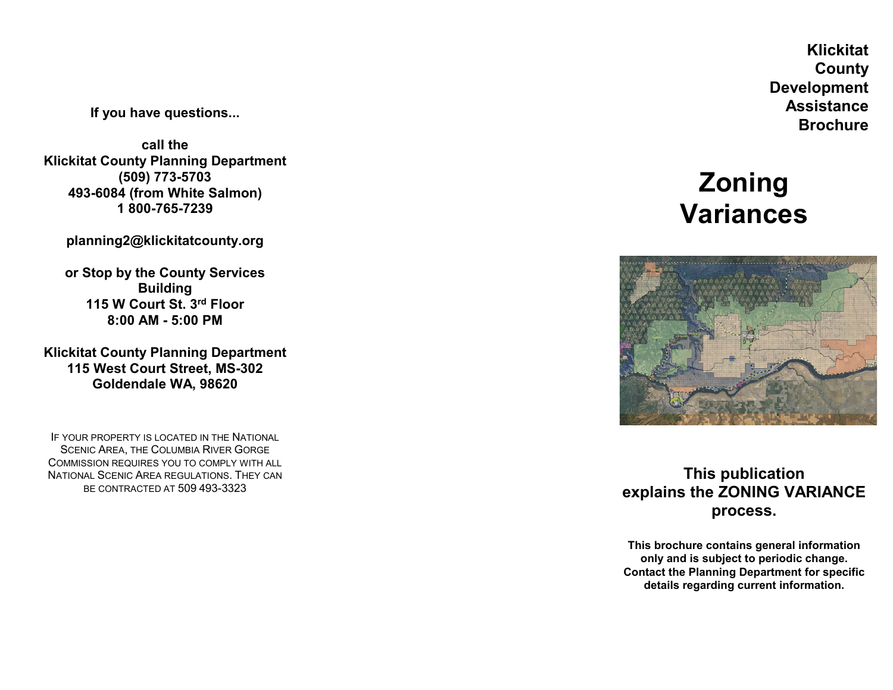**If you have questions...**

**call the**
**Klickitat County Planning Department**
**(509) 773-5703**
**493-6084 (from White Salmon)**
**1 800-765-7239**

**planning2@klickitatcounty.org**

**or Stop by the County Services Building**
**115 W Court St. 3rd Floor**
**8:00 AM - 5:00 PM**

**Klickitat County Planning Department**
**115 West Court Street, MS-302**
**Goldendale WA, 98620**

IF YOUR PROPERTY IS LOCATED IN THE NATIONAL SCENIC AREA, THE COLUMBIA RIVER GORGE COMMISSION REQUIRES YOU TO COMPLY WITH ALL NATIONAL SCENIC AREA REGULATIONS. THEY CAN BE CONTRACTED AT 509 493-3323

**Klickitat County Development Assistance Brochure**

# Zoning Variances

**This publication explains the ZONING VARIANCE process.**

**This brochure contains general information only and is subject to periodic change. Contact the Planning Department for specific details regarding current information.**